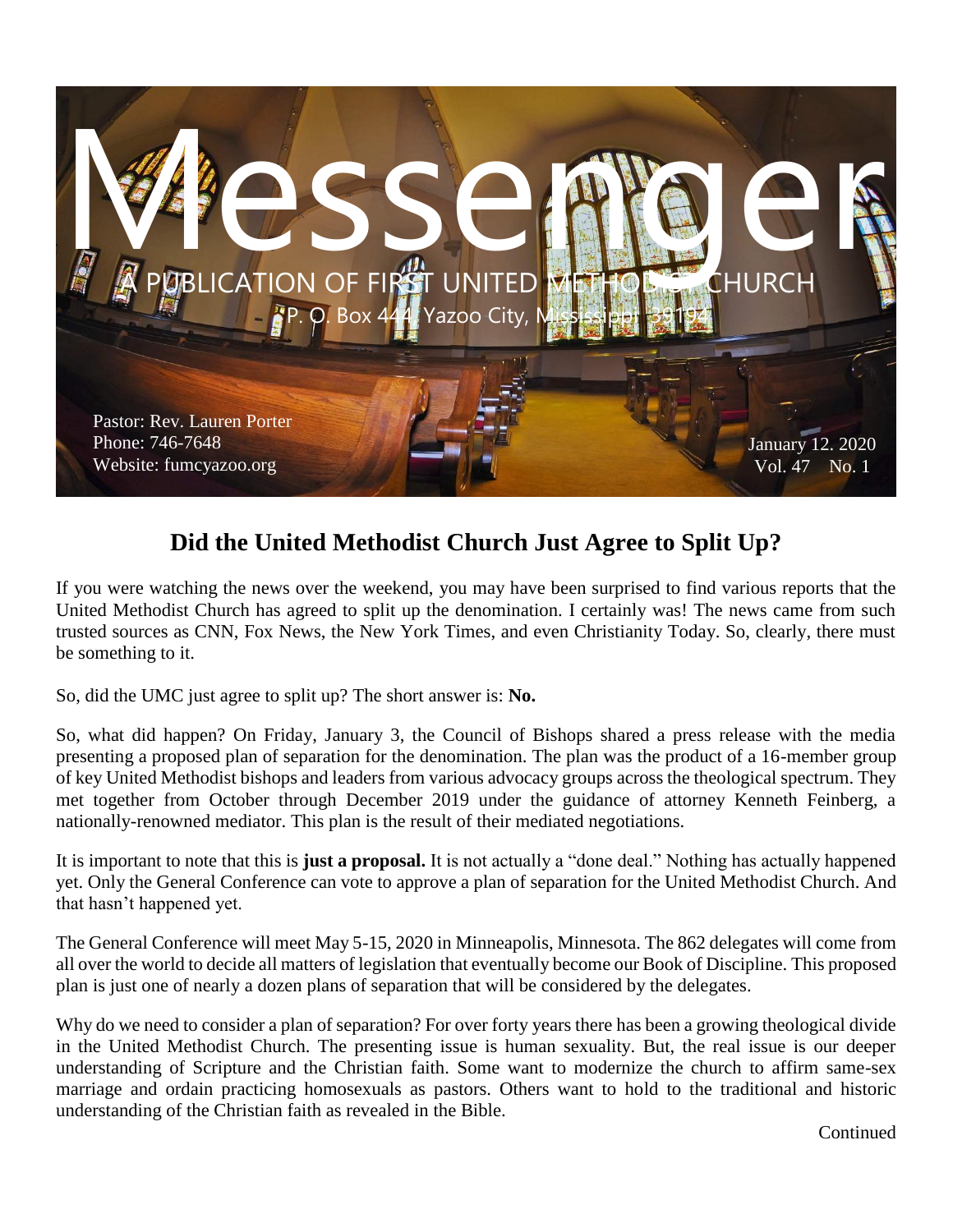# Messenger

A PUBLICATION OF FIRST UNITED METHODIST CHURCH

P. O. Box 444 Yazoo City, Mississippi 39194

Pastor: Rev. Lauren Porter
Phone: 746-7648
Website: fumcyazoo.org

January 12. 2020
Vol. 47 No. 1

## Did the United Methodist Church Just Agree to Split Up?

If you were watching the news over the weekend, you may have been surprised to find various reports that the United Methodist Church has agreed to split up the denomination. I certainly was! The news came from such trusted sources as CNN, Fox News, the New York Times, and even Christianity Today. So, clearly, there must be something to it.

So, did the UMC just agree to split up? The short answer is: **No.**

So, what did happen? On Friday, January 3, the Council of Bishops shared a press release with the media presenting a proposed plan of separation for the denomination. The plan was the product of a 16-member group of key United Methodist bishops and leaders from various advocacy groups across the theological spectrum. They met together from October through December 2019 under the guidance of attorney Kenneth Feinberg, a nationally-renowned mediator. This plan is the result of their mediated negotiations.

It is important to note that this is **just a proposal.** It is not actually a "done deal." Nothing has actually happened yet. Only the General Conference can vote to approve a plan of separation for the United Methodist Church. And that hasn't happened yet.

The General Conference will meet May 5-15, 2020 in Minneapolis, Minnesota. The 862 delegates will come from all over the world to decide all matters of legislation that eventually become our Book of Discipline. This proposed plan is just one of nearly a dozen plans of separation that will be considered by the delegates.

Why do we need to consider a plan of separation? For over forty years there has been a growing theological divide in the United Methodist Church. The presenting issue is human sexuality. But, the real issue is our deeper understanding of Scripture and the Christian faith. Some want to modernize the church to affirm same-sex marriage and ordain practicing homosexuals as pastors. Others want to hold to the traditional and historic understanding of the Christian faith as revealed in the Bible.

Continued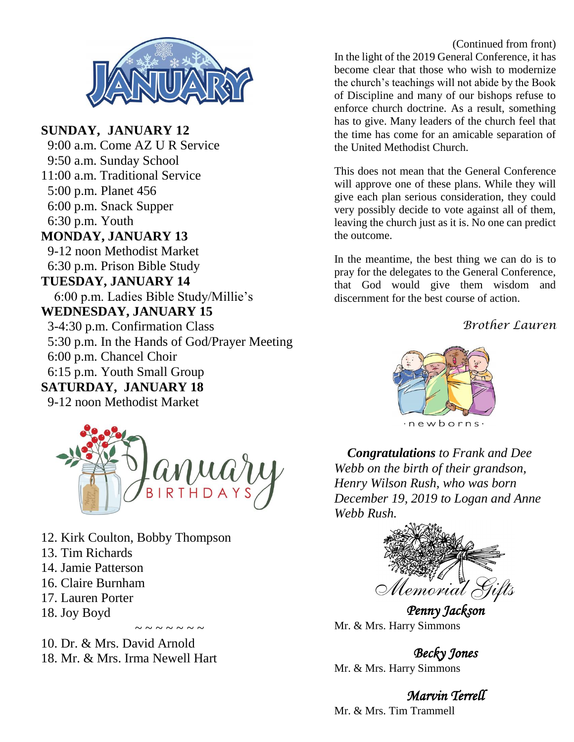# JANUARY

**SUNDAY, JANUARY 12**
9:00 a.m. Come AZ U R Service
9:50 a.m. Sunday School
11:00 a.m. Traditional Service
5:00 p.m. Planet 456
6:00 p.m. Snack Supper
6:30 p.m. Youth

**MONDAY, JANUARY 13**
9-12 noon Methodist Market
6:30 p.m. Prison Bible Study

**TUESDAY, JANUARY 14**
6:00 p.m. Ladies Bible Study/Millie's

**WEDNESDAY, JANUARY 15**
3-4:30 p.m. Confirmation Class
5:30 p.m. In the Hands of God/Prayer Meeting
6:00 p.m. Chancel Choir
6:15 p.m. Youth Small Group

**SATURDAY, JANUARY 18**
9-12 noon Methodist Market

## January Birthdays

12. Kirk Coulton, Bobby Thompson
13. Tim Richards
14. Jamie Patterson
16. Claire Burnham
17. Lauren Porter
18. Joy Boyd

~ ~ ~ ~ ~ ~ ~

10. Dr. & Mrs. David Arnold
18. Mr. & Mrs. Irma Newell Hart

(Continued from front)

In the light of the 2019 General Conference, it has become clear that those who wish to modernize the church's teachings will not abide by the Book of Discipline and many of our bishops refuse to enforce church doctrine. As a result, something has to give. Many leaders of the church feel that the time has come for an amicable separation of the United Methodist Church.

This does not mean that the General Conference will approve one of these plans. While they will give each plan serious consideration, they could very possibly decide to vote against all of them, leaving the church just as it is. No one can predict the outcome.

In the meantime, the best thing we can do is to pray for the delegates to the General Conference, that God would give them wisdom and discernment for the best course of action.

*Brother Lauren*

·newborns·

***Congratulations** to Frank and Dee Webb on the birth of their grandson, Henry Wilson Rush, who was born December 19, 2019 to Logan and Anne Webb Rush.*

## Memorial Gifts

***Penny Jackson***
Mr. & Mrs. Harry Simmons

***Becky Jones***
Mr. & Mrs. Harry Simmons

***Marvin Terrell***
Mr. & Mrs. Tim Trammell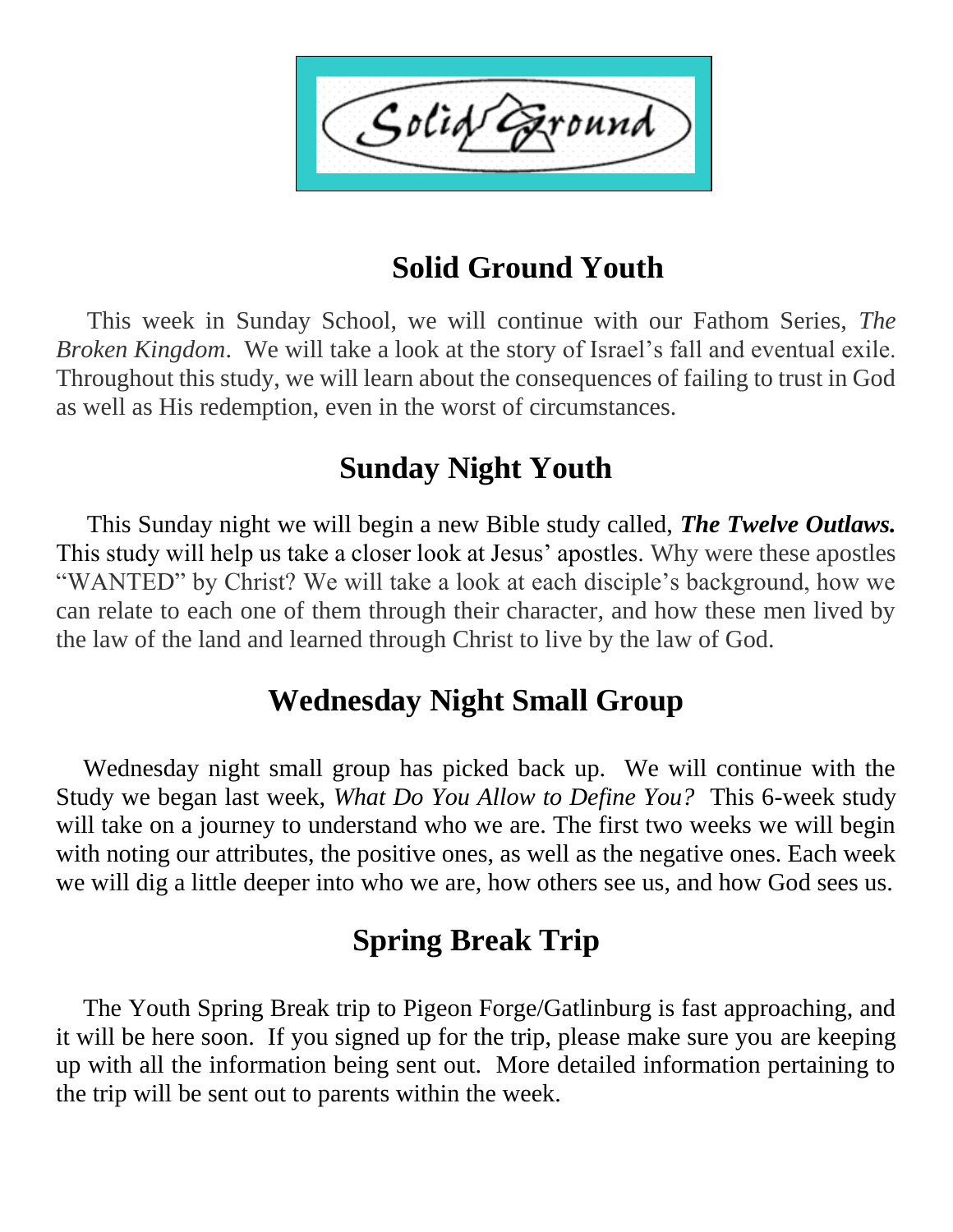## Solid Ground Youth

This week in Sunday School, we will continue with our Fathom Series, *The Broken Kingdom*. We will take a look at the story of Israel's fall and eventual exile. Throughout this study, we will learn about the consequences of failing to trust in God as well as His redemption, even in the worst of circumstances.

## Sunday Night Youth

This Sunday night we will begin a new Bible study called, ***The Twelve Outlaws.*** This study will help us take a closer look at Jesus' apostles. Why were these apostles "WANTED" by Christ? We will take a look at each disciple's background, how we can relate to each one of them through their character, and how these men lived by the law of the land and learned through Christ to live by the law of God.

## Wednesday Night Small Group

Wednesday night small group has picked back up. We will continue with the Study we began last week, *What Do You Allow to Define You?* This 6-week study will take on a journey to understand who we are. The first two weeks we will begin with noting our attributes, the positive ones, as well as the negative ones. Each week we will dig a little deeper into who we are, how others see us, and how God sees us.

## Spring Break Trip

The Youth Spring Break trip to Pigeon Forge/Gatlinburg is fast approaching, and it will be here soon. If you signed up for the trip, please make sure you are keeping up with all the information being sent out. More detailed information pertaining to the trip will be sent out to parents within the week.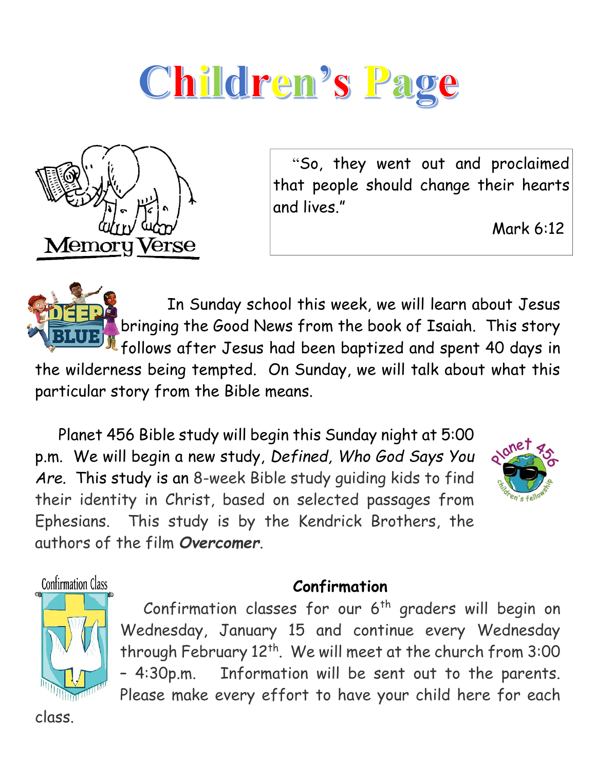# Children's Page

Memory Verse

"So, they went out and proclaimed that people should change their hearts and lives."

Mark 6:12

In Sunday school this week, we will learn about Jesus bringing the Good News from the book of Isaiah. This story follows after Jesus had been baptized and spent 40 days in the wilderness being tempted. On Sunday, we will talk about what this particular story from the Bible means.

Planet 456 Bible study will begin this Sunday night at 5:00 p.m. We will begin a new study, *Defined, Who God Says You Are*. This study is an 8-week Bible study guiding kids to find their identity in Christ, based on selected passages from Ephesians. This study is by the Kendrick Brothers, the authors of the film ***Overcomer***.

**Confirmation**

Confirmation classes for our 6th graders will begin on Wednesday, January 15 and continue every Wednesday through February 12th. We will meet at the church from 3:00 – 4:30p.m. Information will be sent out to the parents. Please make every effort to have your child here for each class.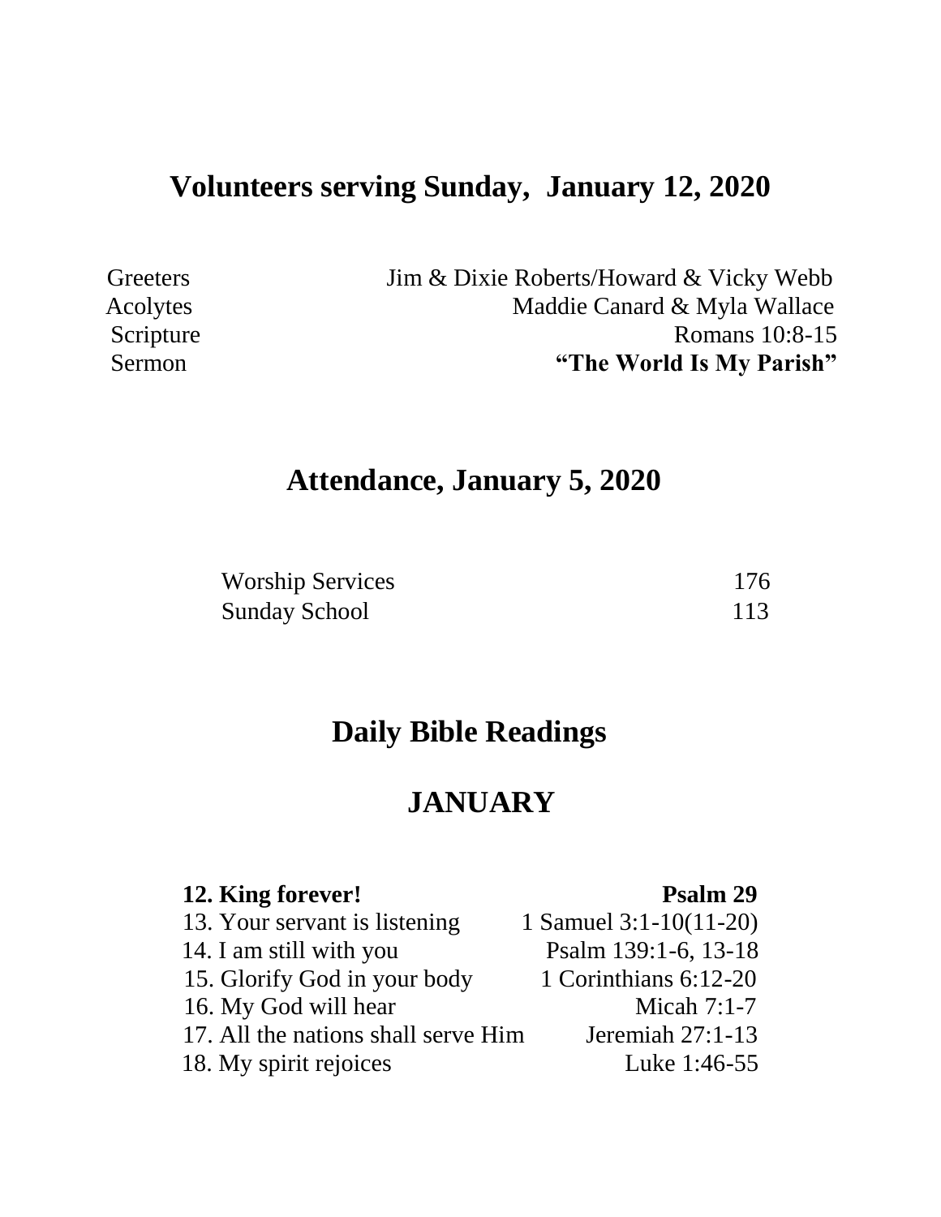## Volunteers serving Sunday, January 12, 2020

| | |
|---|---|
| Greeters | Jim & Dixie Roberts/Howard & Vicky Webb |
| Acolytes | Maddie Canard & Myla Wallace |
| Scripture | Romans 10:8-15 |
| Sermon | **"The World Is My Parish"** |

## Attendance, January 5, 2020

| | |
|---|---|
| Worship Services | 176 |
| Sunday School | 113 |

## Daily Bible Readings

## JANUARY

| | |
|---|---|
| **12. King forever!** | **Psalm 29** |
| 13. Your servant is listening | 1 Samuel 3:1-10(11-20) |
| 14. I am still with you | Psalm 139:1-6, 13-18 |
| 15. Glorify God in your body | 1 Corinthians 6:12-20 |
| 16. My God will hear | Micah 7:1-7 |
| 17. All the nations shall serve Him | Jeremiah 27:1-13 |
| 18. My spirit rejoices | Luke 1:46-55 |